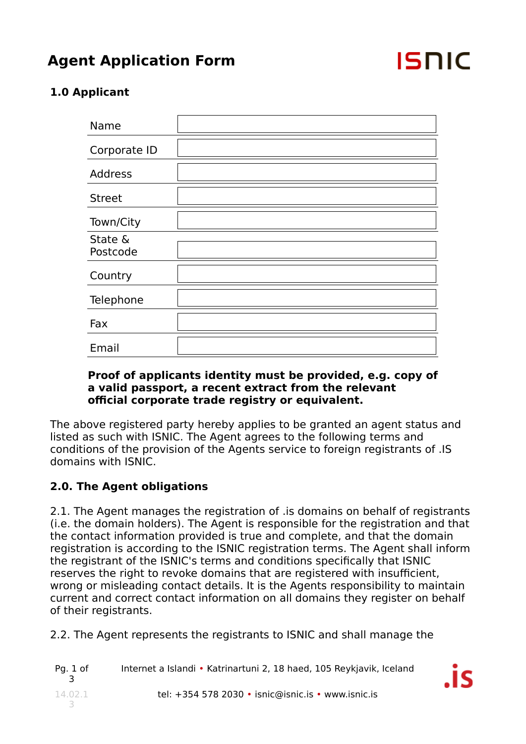# Agent Application Form

## 1.0 Applicant

| | |
|---|---|
| Name | |
| Corporate ID | |
| Address | |
| Street | |
| Town/City | |
| State & Postcode | |
| Country | |
| Telephone | |
| Fax | |
| Email | |

**Proof of applicants identity must be provided, e.g. copy of a valid passport, a recent extract from the relevant official corporate trade registry or equivalent.**

The above registered party hereby applies to be granted an agent status and listed as such with ISNIC. The Agent agrees to the following terms and conditions of the provision of the Agents service to foreign registrants of .IS domains with ISNIC.

## 2.0. The Agent obligations

2.1. The Agent manages the registration of .is domains on behalf of registrants (i.e. the domain holders). The Agent is responsible for the registration and that the contact information provided is true and complete, and that the domain registration is according to the ISNIC registration terms. The Agent shall inform the registrant of the ISNIC's terms and conditions specifically that ISNIC reserves the right to revoke domains that are registered with insufficient, wrong or misleading contact details. It is the Agents responsibility to maintain current and correct contact information on all domains they register on behalf of their registrants.

2.2. The Agent represents the registrants to ISNIC and shall manage the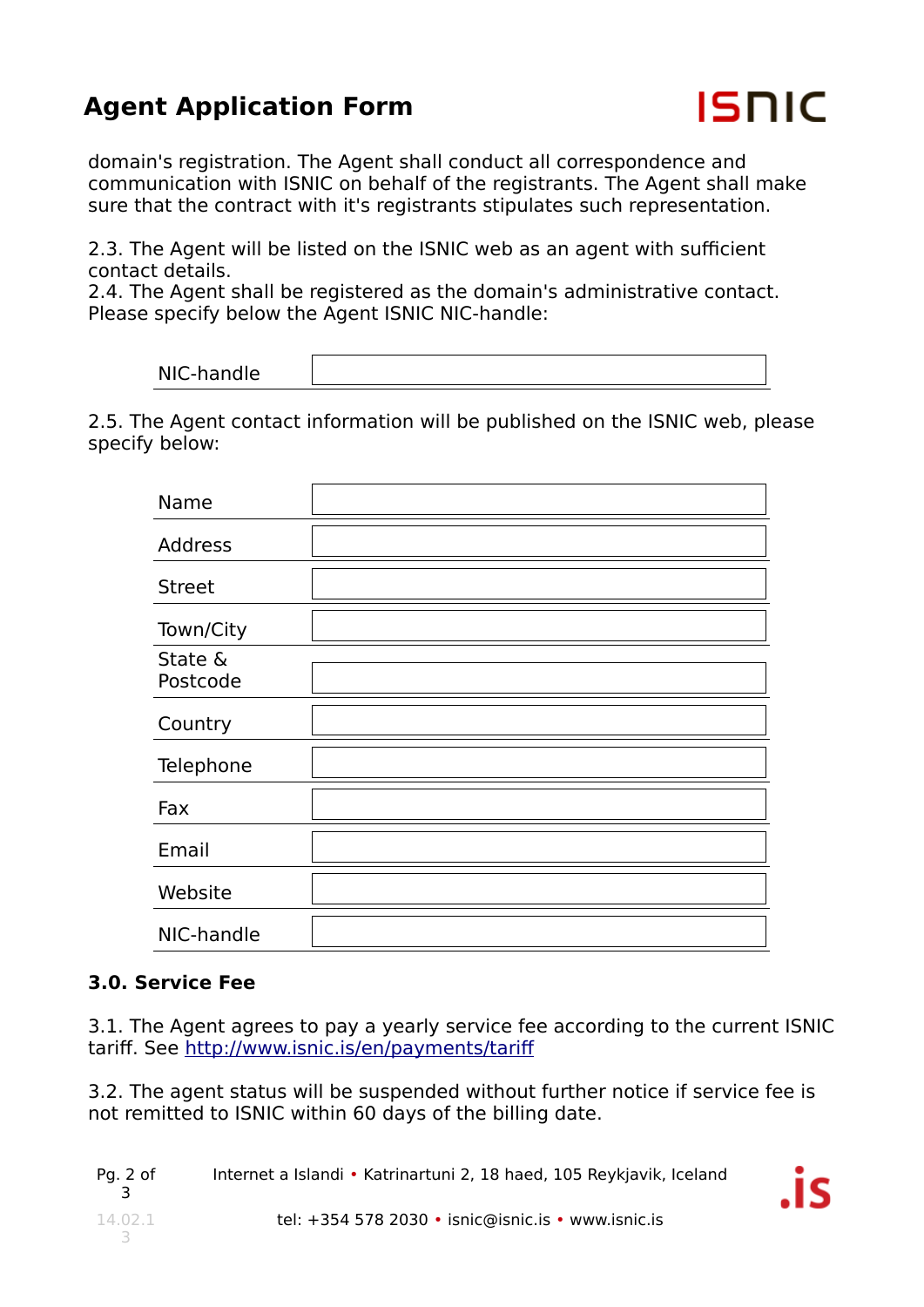domain's registration. The Agent shall conduct all correspondence and communication with ISNIC on behalf of the registrants. The Agent shall make sure that the contract with it's registrants stipulates such representation.

2.3. The Agent will be listed on the ISNIC web as an agent with sufficient contact details.
2.4. The Agent shall be registered as the domain's administrative contact. Please specify below the Agent ISNIC NIC-handle:

| | |
|---|---|
| NIC-handle | |

2.5. The Agent contact information will be published on the ISNIC web, please specify below:

| | |
|---|---|
| Name | |
| Address | |
| Street | |
| Town/City | |
| State & Postcode | |
| Country | |
| Telephone | |
| Fax | |
| Email | |
| Website | |
| NIC-handle | |

### 3.0. Service Fee

3.1. The Agent agrees to pay a yearly service fee according to the current ISNIC tariff. See [http://www.isnic.is/en/payments/tariff](http://www.isnic.is/en/payments/tariff)

3.2. The agent status will be suspended without further notice if service fee is not remitted to ISNIC within 60 days of the billing date.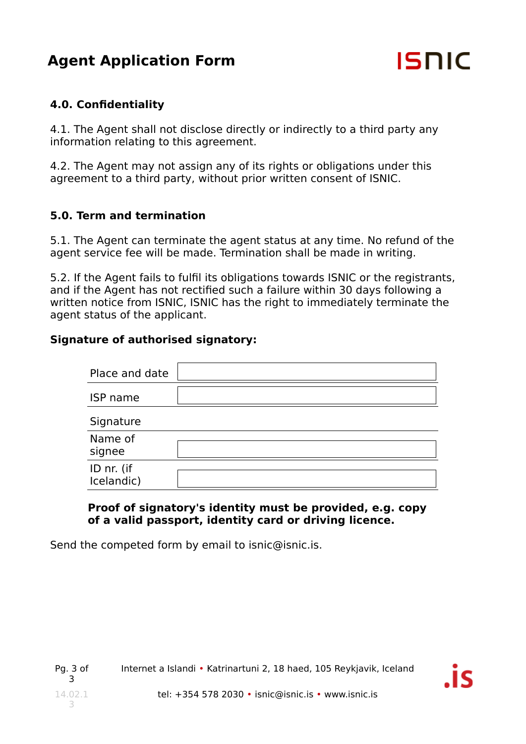## 4.0. Confidentiality

4.1. The Agent shall not disclose directly or indirectly to a third party any information relating to this agreement.

4.2. The Agent may not assign any of its rights or obligations under this agreement to a third party, without prior written consent of ISNIC.

## 5.0. Term and termination

5.1. The Agent can terminate the agent status at any time. No refund of the agent service fee will be made. Termination shall be made in writing.

5.2. If the Agent fails to fulfil its obligations towards ISNIC or the registrants, and if the Agent has not rectified such a failure within 30 days following a written notice from ISNIC, ISNIC has the right to immediately terminate the agent status of the applicant.

**Signature of authorised signatory:**

| | |
|---|---|
| Place and date | |
| ISP name | |
| Signature | |
| Name of signee | |
| ID nr. (if Icelandic) | |

**Proof of signatory's identity must be provided, e.g. copy of a valid passport, identity card or driving licence.**

Send the competed form by email to isnic@isnic.is.

Internet a Islandi • Katrinartuni 2, 18 haed, 105 Reykjavik, Iceland

tel: +354 578 2030 • isnic@isnic.is • www.isnic.is